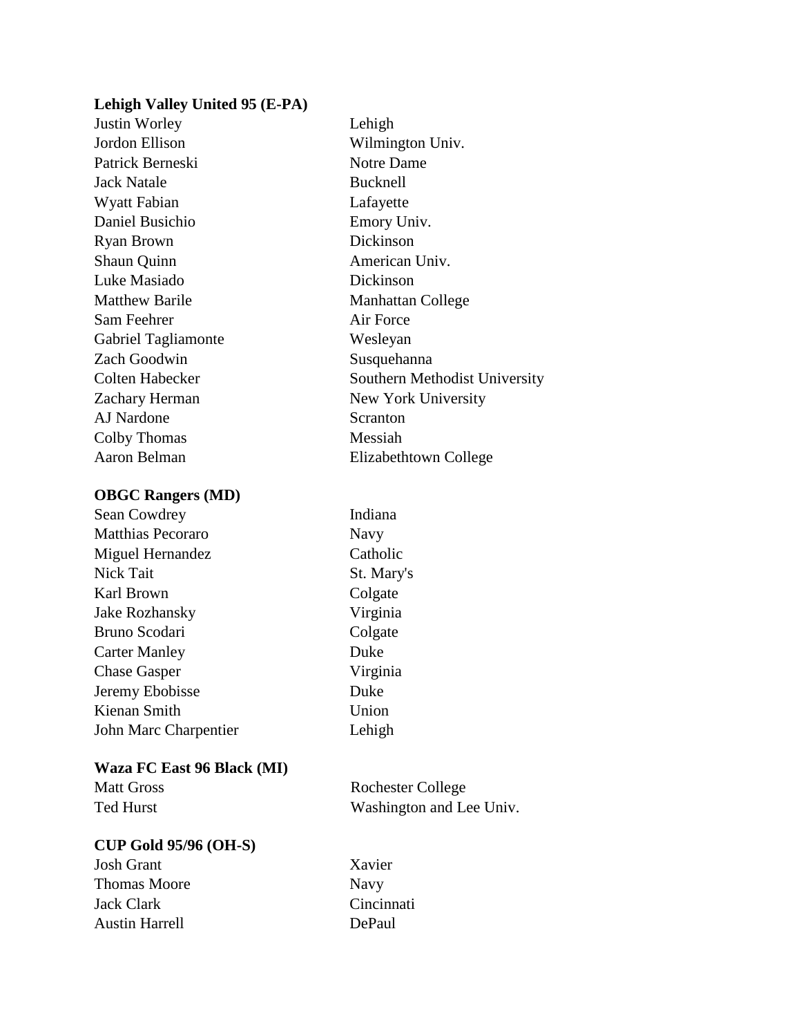**Lehigh Valley United 95 (E-PA)**

| | |
|---|---|
| Justin Worley | Lehigh |
| Jordon Ellison | Wilmington Univ. |
| Patrick Berneski | Notre Dame |
| Jack Natale | Bucknell |
| Wyatt Fabian | Lafayette |
| Daniel Busichio | Emory Univ. |
| Ryan Brown | Dickinson |
| Shaun Quinn | American Univ. |
| Luke Masiado | Dickinson |
| Matthew Barile | Manhattan College |
| Sam Feehrer | Air Force |
| Gabriel Tagliamonte | Wesleyan |
| Zach Goodwin | Susquehanna |
| Colten Habecker | Southern Methodist University |
| Zachary Herman | New York University |
| AJ Nardone | Scranton |
| Colby Thomas | Messiah |
| Aaron Belman | Elizabethtown College |

**OBGC Rangers (MD)**

| | |
|---|---|
| Sean Cowdrey | Indiana |
| Matthias Pecoraro | Navy |
| Miguel Hernandez | Catholic |
| Nick Tait | St. Mary's |
| Karl Brown | Colgate |
| Jake Rozhansky | Virginia |
| Bruno Scodari | Colgate |
| Carter Manley | Duke |
| Chase Gasper | Virginia |
| Jeremy Ebobisse | Duke |
| Kienan Smith | Union |
| John Marc Charpentier | Lehigh |

**Waza FC East 96 Black (MI)**

| | |
|---|---|
| Matt Gross | Rochester College |
| Ted Hurst | Washington and Lee Univ. |

**CUP Gold 95/96 (OH-S)**

| | |
|---|---|
| Josh Grant | Xavier |
| Thomas Moore | Navy |
| Jack Clark | Cincinnati |
| Austin Harrell | DePaul |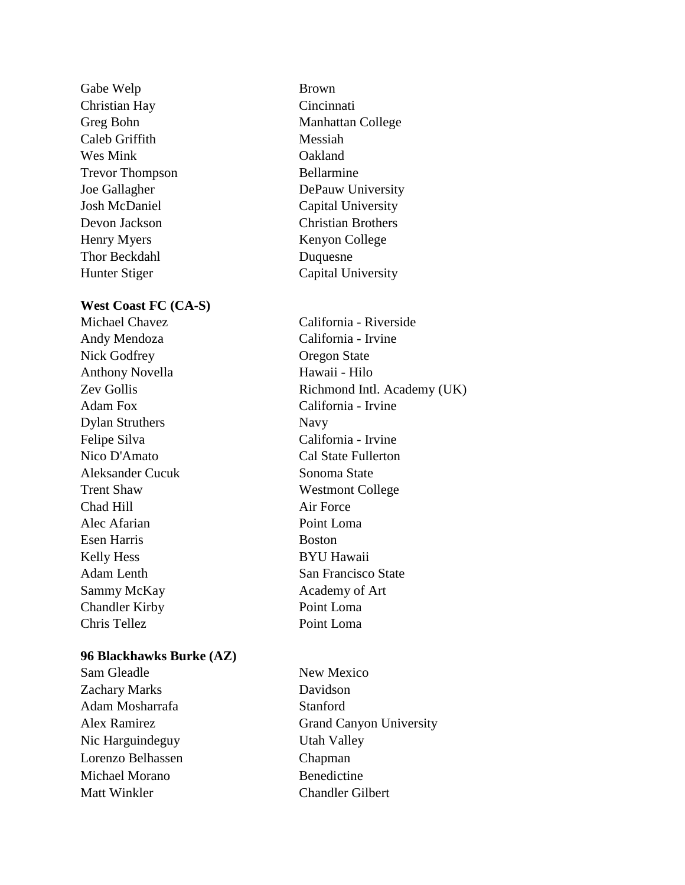| | |
|---|---|
| Gabe Welp | Brown |
| Christian Hay | Cincinnati |
| Greg Bohn | Manhattan College |
| Caleb Griffith | Messiah |
| Wes Mink | Oakland |
| Trevor Thompson | Bellarmine |
| Joe Gallagher | DePauw University |
| Josh McDaniel | Capital University |
| Devon Jackson | Christian Brothers |
| Henry Myers | Kenyon College |
| Thor Beckdahl | Duquesne |
| Hunter Stiger | Capital University |

**West Coast FC (CA-S)**

| | |
|---|---|
| Michael Chavez | California - Riverside |
| Andy Mendoza | California - Irvine |
| Nick Godfrey | Oregon State |
| Anthony Novella | Hawaii - Hilo |
| Zev Gollis | Richmond Intl. Academy (UK) |
| Adam Fox | California - Irvine |
| Dylan Struthers | Navy |
| Felipe Silva | California - Irvine |
| Nico D'Amato | Cal State Fullerton |
| Aleksander Cucuk | Sonoma State |
| Trent Shaw | Westmont College |
| Chad Hill | Air Force |
| Alec Afarian | Point Loma |
| Esen Harris | Boston |
| Kelly Hess | BYU Hawaii |
| Adam Lenth | San Francisco State |
| Sammy McKay | Academy of Art |
| Chandler Kirby | Point Loma |
| Chris Tellez | Point Loma |

**96 Blackhawks Burke (AZ)**

| | |
|---|---|
| Sam Gleadle | New Mexico |
| Zachary Marks | Davidson |
| Adam Mosharrafa | Stanford |
| Alex Ramirez | Grand Canyon University |
| Nic Harguindeguy | Utah Valley |
| Lorenzo Belhassen | Chapman |
| Michael Morano | Benedictine |
| Matt Winkler | Chandler Gilbert |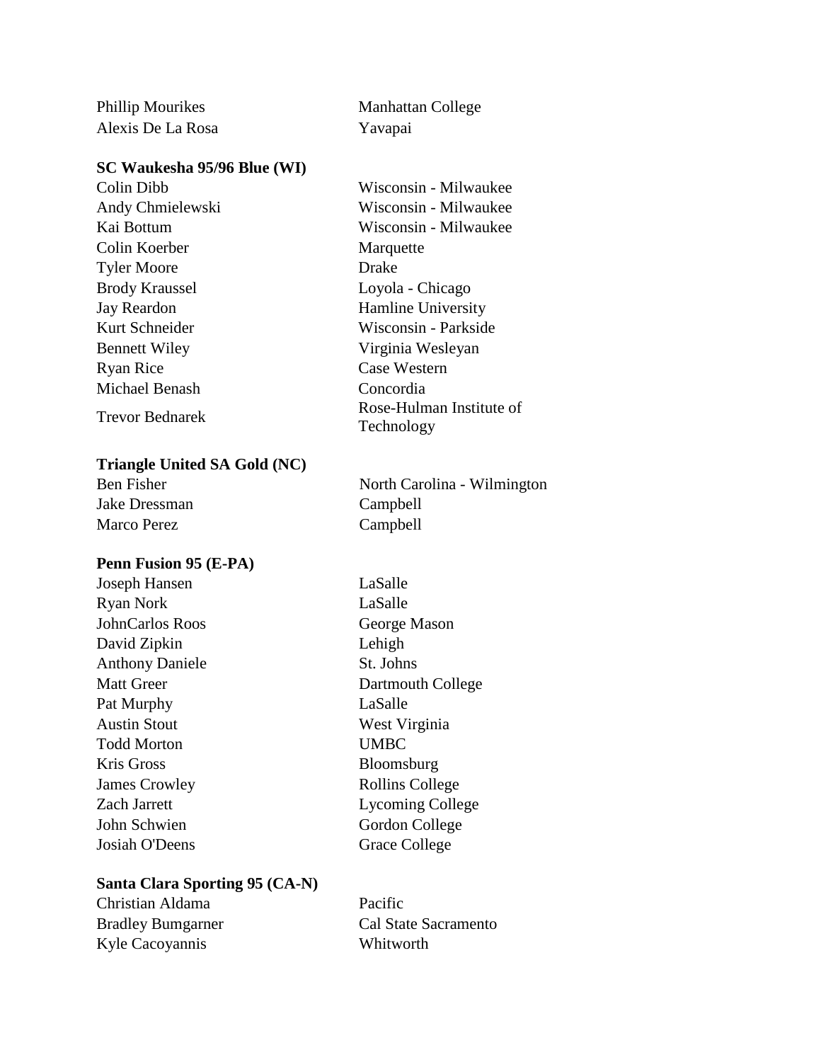| | |
|---|---|
| Phillip Mourikes | Manhattan College |
| Alexis De La Rosa | Yavapai |

**SC Waukesha 95/96 Blue (WI)**

| | |
|---|---|
| Colin Dibb | Wisconsin - Milwaukee |
| Andy Chmielewski | Wisconsin - Milwaukee |
| Kai Bottum | Wisconsin - Milwaukee |
| Colin Koerber | Marquette |
| Tyler Moore | Drake |
| Brody Kraussel | Loyola - Chicago |
| Jay Reardon | Hamline University |
| Kurt Schneider | Wisconsin - Parkside |
| Bennett Wiley | Virginia Wesleyan |
| Ryan Rice | Case Western |
| Michael Benash | Concordia |
| Trevor Bednarek | Rose-Hulman Institute of Technology |

**Triangle United SA Gold (NC)**

| | |
|---|---|
| Ben Fisher | North Carolina - Wilmington |
| Jake Dressman | Campbell |
| Marco Perez | Campbell |

**Penn Fusion 95 (E-PA)**

| | |
|---|---|
| Joseph Hansen | LaSalle |
| Ryan Nork | LaSalle |
| JohnCarlos Roos | George Mason |
| David Zipkin | Lehigh |
| Anthony Daniele | St. Johns |
| Matt Greer | Dartmouth College |
| Pat Murphy | LaSalle |
| Austin Stout | West Virginia |
| Todd Morton | UMBC |
| Kris Gross | Bloomsburg |
| James Crowley | Rollins College |
| Zach Jarrett | Lycoming College |
| John Schwien | Gordon College |
| Josiah O'Deens | Grace College |

**Santa Clara Sporting 95 (CA-N)**

| | |
|---|---|
| Christian Aldama | Pacific |
| Bradley Bumgarner | Cal State Sacramento |
| Kyle Cacoyannis | Whitworth |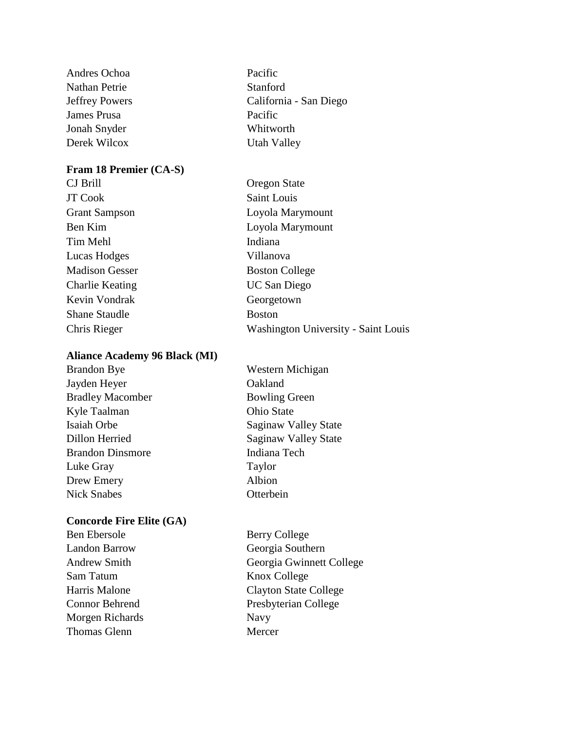| | |
|---|---|
| Andres Ochoa | Pacific |
| Nathan Petrie | Stanford |
| Jeffrey Powers | California - San Diego |
| James Prusa | Pacific |
| Jonah Snyder | Whitworth |
| Derek Wilcox | Utah Valley |

**Fram 18 Premier (CA-S)**

| | |
|---|---|
| CJ Brill | Oregon State |
| JT Cook | Saint Louis |
| Grant Sampson | Loyola Marymount |
| Ben Kim | Loyola Marymount |
| Tim Mehl | Indiana |
| Lucas Hodges | Villanova |
| Madison Gesser | Boston College |
| Charlie Keating | UC San Diego |
| Kevin Vondrak | Georgetown |
| Shane Staudle | Boston |
| Chris Rieger | Washington University - Saint Louis |

**Aliance Academy 96 Black (MI)**

| | |
|---|---|
| Brandon Bye | Western Michigan |
| Jayden Heyer | Oakland |
| Bradley Macomber | Bowling Green |
| Kyle Taalman | Ohio State |
| Isaiah Orbe | Saginaw Valley State |
| Dillon Herried | Saginaw Valley State |
| Brandon Dinsmore | Indiana Tech |
| Luke Gray | Taylor |
| Drew Emery | Albion |
| Nick Snabes | Otterbein |

**Concorde Fire Elite (GA)**

| | |
|---|---|
| Ben Ebersole | Berry College |
| Landon Barrow | Georgia Southern |
| Andrew Smith | Georgia Gwinnett College |
| Sam Tatum | Knox College |
| Harris Malone | Clayton State College |
| Connor Behrend | Presbyterian College |
| Morgen Richards | Navy |
| Thomas Glenn | Mercer |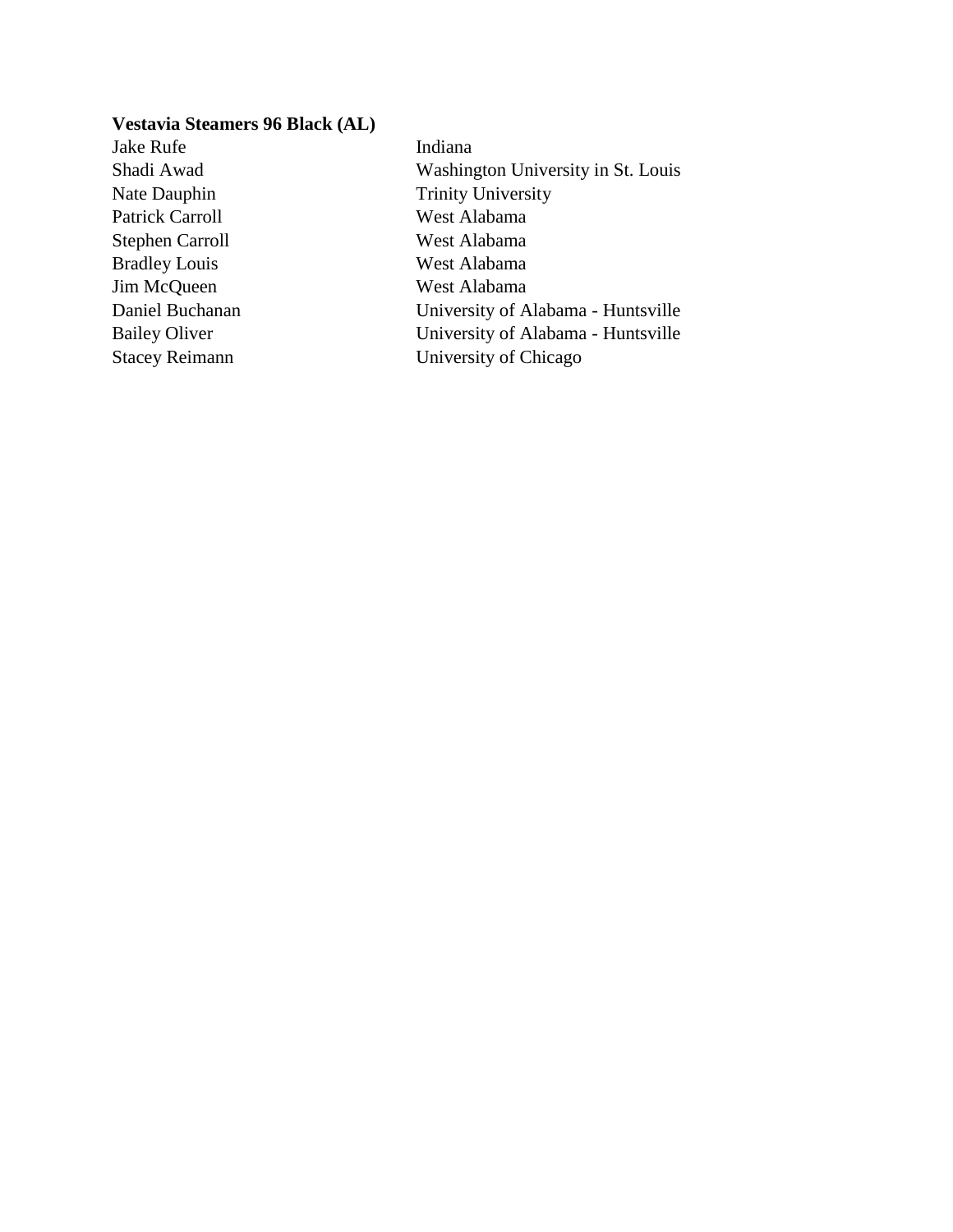**Vestavia Steamers 96 Black (AL)**

| | |
|---|---|
| Jake Rufe | Indiana |
| Shadi Awad | Washington University in St. Louis |
| Nate Dauphin | Trinity University |
| Patrick Carroll | West Alabama |
| Stephen Carroll | West Alabama |
| Bradley Louis | West Alabama |
| Jim McQueen | West Alabama |
| Daniel Buchanan | University of Alabama - Huntsville |
| Bailey Oliver | University of Alabama - Huntsville |
| Stacey Reimann | University of Chicago |